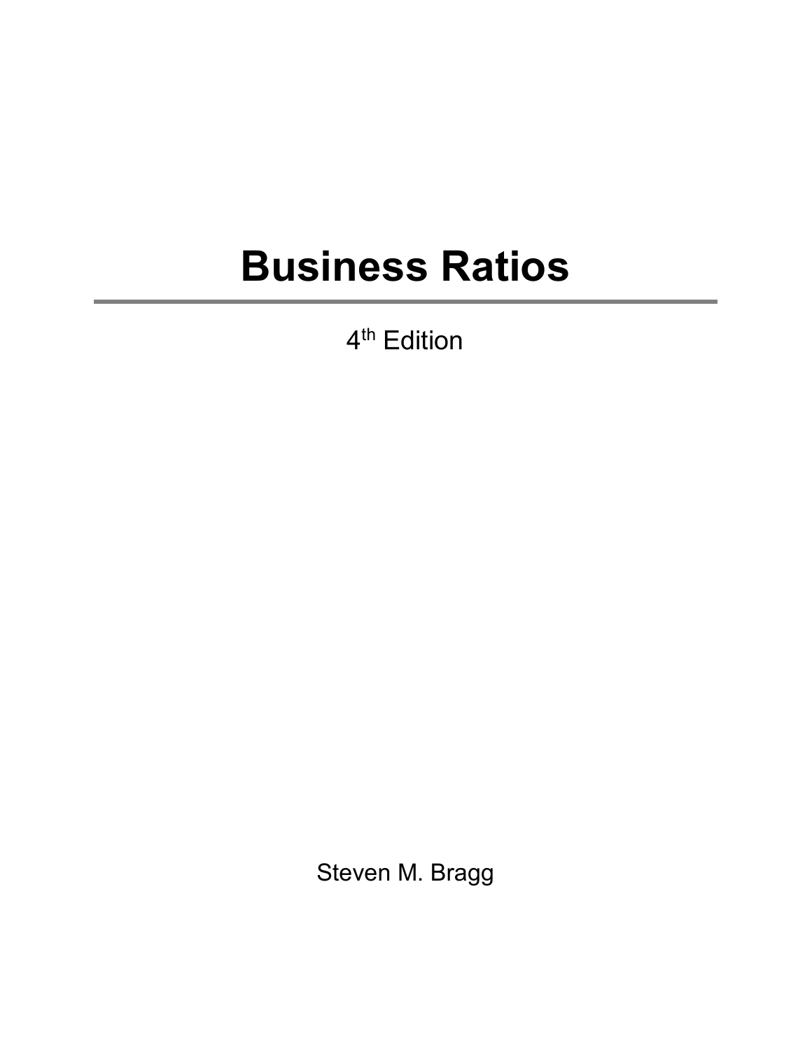# Business Ratios

---

4th Edition

Steven M. Bragg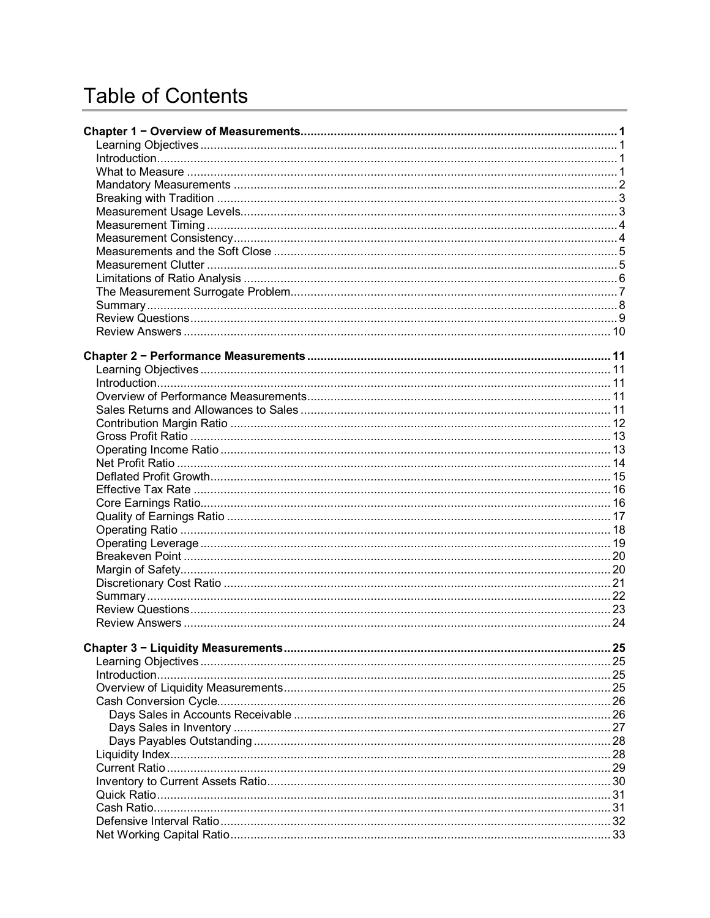# Table of Contents

**Chapter 1 − Overview of Measurements** ..... 1
- Learning Objectives ..... 1
- Introduction ..... 1
- What to Measure ..... 1
- Mandatory Measurements ..... 2
- Breaking with Tradition ..... 3
- Measurement Usage Levels ..... 3
- Measurement Timing ..... 4
- Measurement Consistency ..... 4
- Measurements and the Soft Close ..... 5
- Measurement Clutter ..... 5
- Limitations of Ratio Analysis ..... 6
- The Measurement Surrogate Problem ..... 7
- Summary ..... 8
- Review Questions ..... 9
- Review Answers ..... 10

**Chapter 2 − Performance Measurements** ..... 11
- Learning Objectives ..... 11
- Introduction ..... 11
- Overview of Performance Measurements ..... 11
- Sales Returns and Allowances to Sales ..... 11
- Contribution Margin Ratio ..... 12
- Gross Profit Ratio ..... 13
- Operating Income Ratio ..... 13
- Net Profit Ratio ..... 14
- Deflated Profit Growth ..... 15
- Effective Tax Rate ..... 16
- Core Earnings Ratio ..... 16
- Quality of Earnings Ratio ..... 17
- Operating Ratio ..... 18
- Operating Leverage ..... 19
- Breakeven Point ..... 20
- Margin of Safety ..... 20
- Discretionary Cost Ratio ..... 21
- Summary ..... 22
- Review Questions ..... 23
- Review Answers ..... 24

**Chapter 3 − Liquidity Measurements** ..... 25
- Learning Objectives ..... 25
- Introduction ..... 25
- Overview of Liquidity Measurements ..... 25
- Cash Conversion Cycle ..... 26
  - Days Sales in Accounts Receivable ..... 26
  - Days Sales in Inventory ..... 27
  - Days Payables Outstanding ..... 28
- Liquidity Index ..... 28
- Current Ratio ..... 29
- Inventory to Current Assets Ratio ..... 30
- Quick Ratio ..... 31
- Cash Ratio ..... 31
- Defensive Interval Ratio ..... 32
- Net Working Capital Ratio ..... 33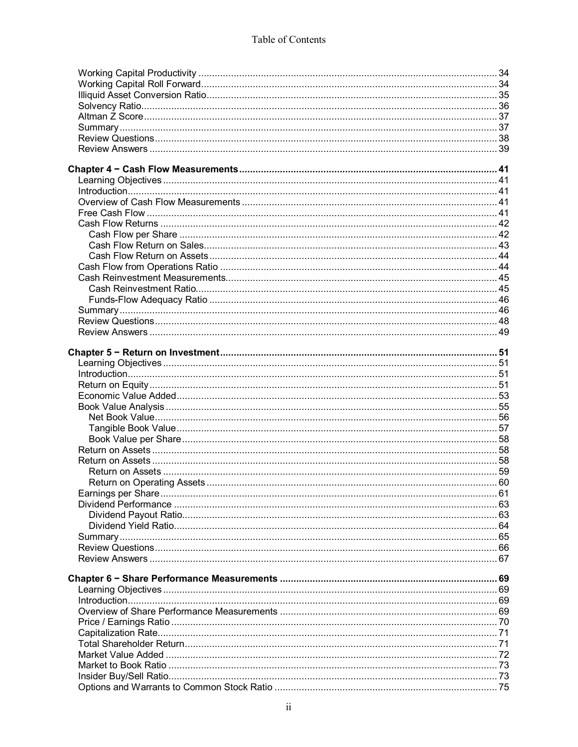Working Capital Productivity ........ 34
Working Capital Roll Forward ........ 34
Illiquid Asset Conversion Ratio ........ 35
Solvency Ratio ........ 36
Altman Z Score ........ 37
Summary ........ 37
Review Questions ........ 38
Review Answers ........ 39

**Chapter 4 − Cash Flow Measurements ........ 41**
Learning Objectives ........ 41
Introduction ........ 41
Overview of Cash Flow Measurements ........ 41
Free Cash Flow ........ 41
Cash Flow Returns ........ 42
  Cash Flow per Share ........ 42
  Cash Flow Return on Sales ........ 43
  Cash Flow Return on Assets ........ 44
Cash Flow from Operations Ratio ........ 44
Cash Reinvestment Measurements ........ 45
  Cash Reinvestment Ratio ........ 45
  Funds-Flow Adequacy Ratio ........ 46
Summary ........ 46
Review Questions ........ 48
Review Answers ........ 49

**Chapter 5 − Return on Investment ........ 51**
Learning Objectives ........ 51
Introduction ........ 51
Return on Equity ........ 51
Economic Value Added ........ 53
Book Value Analysis ........ 55
  Net Book Value ........ 56
  Tangible Book Value ........ 57
  Book Value per Share ........ 58
Return on Assets ........ 58
Return on Assets ........ 58
  Return on Assets ........ 59
  Return on Operating Assets ........ 60
Earnings per Share ........ 61
Dividend Performance ........ 63
  Dividend Payout Ratio ........ 63
  Dividend Yield Ratio ........ 64
Summary ........ 65
Review Questions ........ 66
Review Answers ........ 67

**Chapter 6 − Share Performance Measurements ........ 69**
Learning Objectives ........ 69
Introduction ........ 69
Overview of Share Performance Measurements ........ 69
Price / Earnings Ratio ........ 70
Capitalization Rate ........ 71
Total Shareholder Return ........ 71
Market Value Added ........ 72
Market to Book Ratio ........ 73
Insider Buy/Sell Ratio ........ 73
Options and Warrants to Common Stock Ratio ........ 75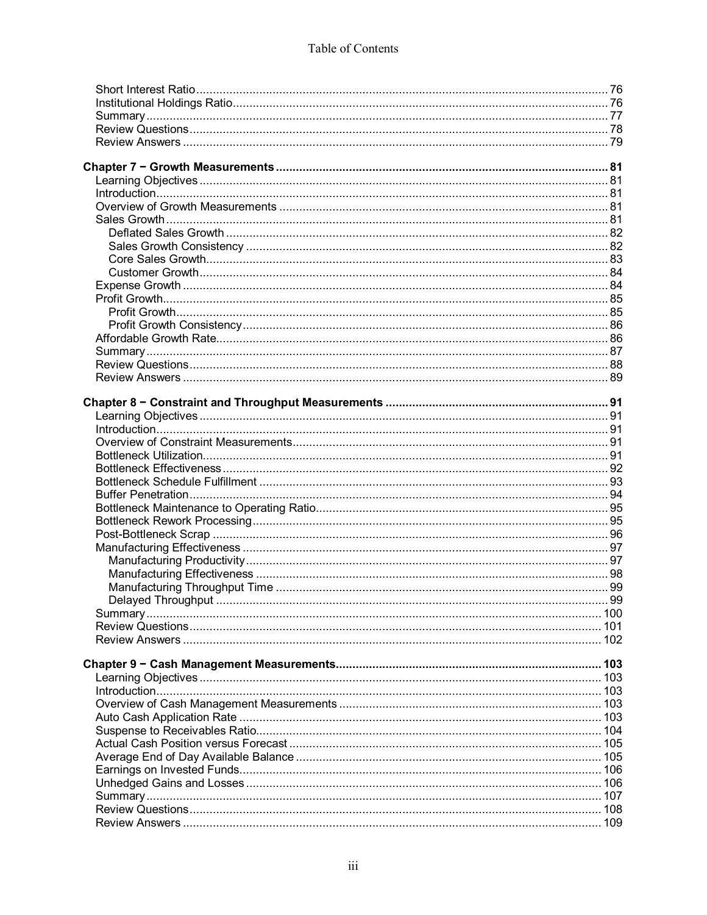Short Interest Ratio ........ 76
Institutional Holdings Ratio ........ 76
Summary ........ 77
Review Questions ........ 78
Review Answers ........ 79

**Chapter 7 − Growth Measurements ........ 81**
- Learning Objectives ........ 81
- Introduction ........ 81
- Overview of Growth Measurements ........ 81
- Sales Growth ........ 81
  - Deflated Sales Growth ........ 82
  - Sales Growth Consistency ........ 82
  - Core Sales Growth ........ 83
  - Customer Growth ........ 84
- Expense Growth ........ 84
- Profit Growth ........ 85
  - Profit Growth ........ 85
  - Profit Growth Consistency ........ 86
- Affordable Growth Rate ........ 86
- Summary ........ 87
- Review Questions ........ 88
- Review Answers ........ 89

**Chapter 8 − Constraint and Throughput Measurements ........ 91**
- Learning Objectives ........ 91
- Introduction ........ 91
- Overview of Constraint Measurements ........ 91
- Bottleneck Utilization ........ 91
- Bottleneck Effectiveness ........ 92
- Bottleneck Schedule Fulfillment ........ 93
- Buffer Penetration ........ 94
- Bottleneck Maintenance to Operating Ratio ........ 95
- Bottleneck Rework Processing ........ 95
- Post-Bottleneck Scrap ........ 96
- Manufacturing Effectiveness ........ 97
  - Manufacturing Productivity ........ 97
  - Manufacturing Effectiveness ........ 98
  - Manufacturing Throughput Time ........ 99
  - Delayed Throughput ........ 99
- Summary ........ 100
- Review Questions ........ 101
- Review Answers ........ 102

**Chapter 9 − Cash Management Measurements ........ 103**
- Learning Objectives ........ 103
- Introduction ........ 103
- Overview of Cash Management Measurements ........ 103
- Auto Cash Application Rate ........ 103
- Suspense to Receivables Ratio ........ 104
- Actual Cash Position versus Forecast ........ 105
- Average End of Day Available Balance ........ 105
- Earnings on Invested Funds ........ 106
- Unhedged Gains and Losses ........ 106
- Summary ........ 107
- Review Questions ........ 108
- Review Answers ........ 109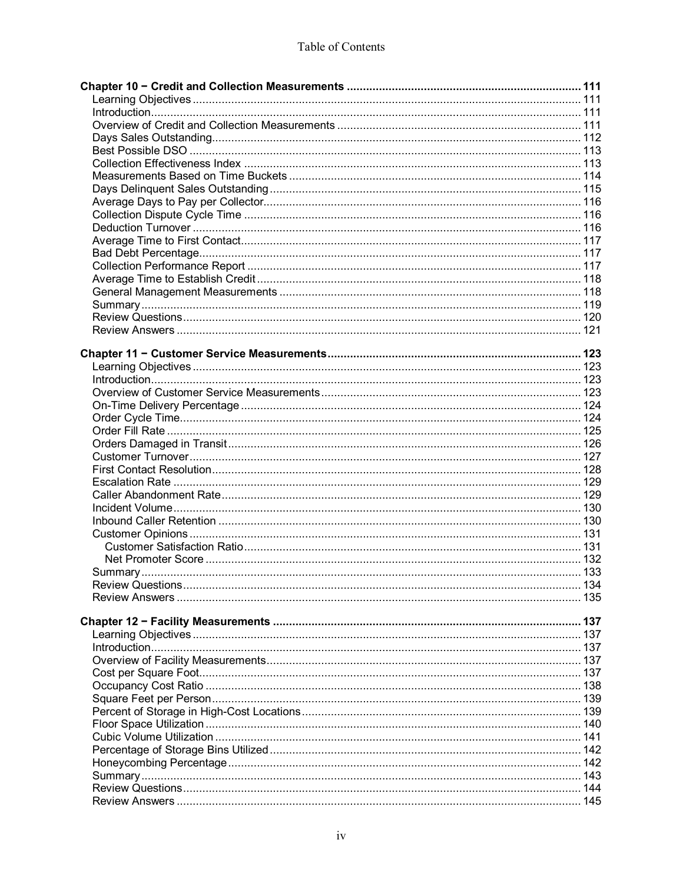**Chapter 10 − Credit and Collection Measurements** ........ 111
- Learning Objectives ........ 111
- Introduction ........ 111
- Overview of Credit and Collection Measurements ........ 111
- Days Sales Outstanding ........ 112
- Best Possible DSO ........ 113
- Collection Effectiveness Index ........ 113
- Measurements Based on Time Buckets ........ 114
- Days Delinquent Sales Outstanding ........ 115
- Average Days to Pay per Collector ........ 116
- Collection Dispute Cycle Time ........ 116
- Deduction Turnover ........ 116
- Average Time to First Contact ........ 117
- Bad Debt Percentage ........ 117
- Collection Performance Report ........ 117
- Average Time to Establish Credit ........ 118
- General Management Measurements ........ 118
- Summary ........ 119
- Review Questions ........ 120
- Review Answers ........ 121

**Chapter 11 − Customer Service Measurements** ........ 123
- Learning Objectives ........ 123
- Introduction ........ 123
- Overview of Customer Service Measurements ........ 123
- On-Time Delivery Percentage ........ 124
- Order Cycle Time ........ 124
- Order Fill Rate ........ 125
- Orders Damaged in Transit ........ 126
- Customer Turnover ........ 127
- First Contact Resolution ........ 128
- Escalation Rate ........ 129
- Caller Abandonment Rate ........ 129
- Incident Volume ........ 130
- Inbound Caller Retention ........ 130
- Customer Opinions ........ 131
  - Customer Satisfaction Ratio ........ 131
  - Net Promoter Score ........ 132
- Summary ........ 133
- Review Questions ........ 134
- Review Answers ........ 135

**Chapter 12 − Facility Measurements** ........ 137
- Learning Objectives ........ 137
- Introduction ........ 137
- Overview of Facility Measurements ........ 137
- Cost per Square Foot ........ 137
- Occupancy Cost Ratio ........ 138
- Square Feet per Person ........ 139
- Percent of Storage in High-Cost Locations ........ 139
- Floor Space Utilization ........ 140
- Cubic Volume Utilization ........ 141
- Percentage of Storage Bins Utilized ........ 142
- Honeycombing Percentage ........ 142
- Summary ........ 143
- Review Questions ........ 144
- Review Answers ........ 145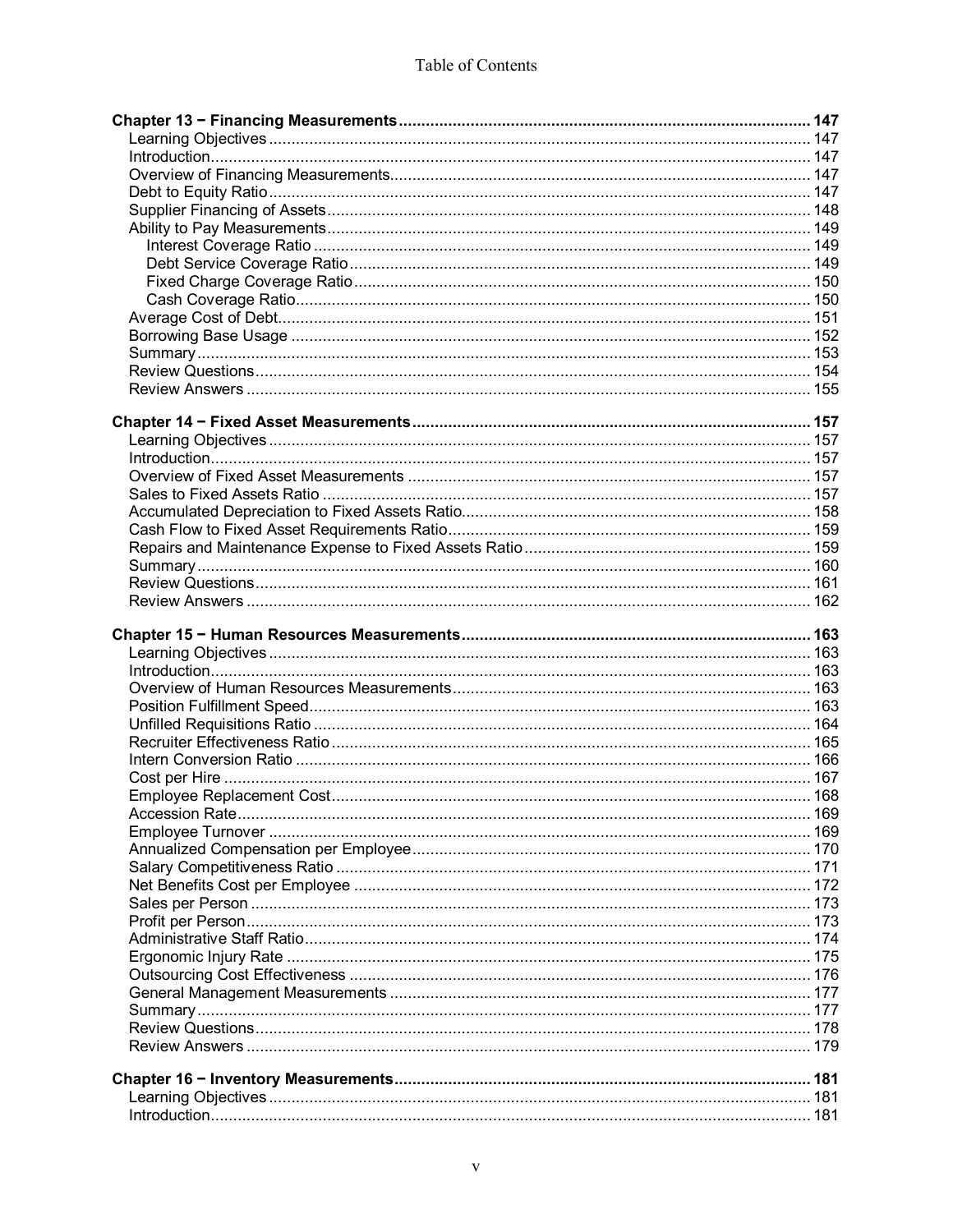**Chapter 13 − Financing Measurements** ... 147
- Learning Objectives ... 147
- Introduction ... 147
- Overview of Financing Measurements ... 147
- Debt to Equity Ratio ... 147
- Supplier Financing of Assets ... 148
- Ability to Pay Measurements ... 149
  - Interest Coverage Ratio ... 149
  - Debt Service Coverage Ratio ... 149
  - Fixed Charge Coverage Ratio ... 150
  - Cash Coverage Ratio ... 150
- Average Cost of Debt ... 151
- Borrowing Base Usage ... 152
- Summary ... 153
- Review Questions ... 154
- Review Answers ... 155

**Chapter 14 − Fixed Asset Measurements** ... 157
- Learning Objectives ... 157
- Introduction ... 157
- Overview of Fixed Asset Measurements ... 157
- Sales to Fixed Assets Ratio ... 157
- Accumulated Depreciation to Fixed Assets Ratio ... 158
- Cash Flow to Fixed Asset Requirements Ratio ... 159
- Repairs and Maintenance Expense to Fixed Assets Ratio ... 159
- Summary ... 160
- Review Questions ... 161
- Review Answers ... 162

**Chapter 15 − Human Resources Measurements** ... 163
- Learning Objectives ... 163
- Introduction ... 163
- Overview of Human Resources Measurements ... 163
- Position Fulfillment Speed ... 163
- Unfilled Requisitions Ratio ... 164
- Recruiter Effectiveness Ratio ... 165
- Intern Conversion Ratio ... 166
- Cost per Hire ... 167
- Employee Replacement Cost ... 168
- Accession Rate ... 169
- Employee Turnover ... 169
- Annualized Compensation per Employee ... 170
- Salary Competitiveness Ratio ... 171
- Net Benefits Cost per Employee ... 172
- Sales per Person ... 173
- Profit per Person ... 173
- Administrative Staff Ratio ... 174
- Ergonomic Injury Rate ... 175
- Outsourcing Cost Effectiveness ... 176
- General Management Measurements ... 177
- Summary ... 177
- Review Questions ... 178
- Review Answers ... 179

**Chapter 16 − Inventory Measurements** ... 181
- Learning Objectives ... 181
- Introduction ... 181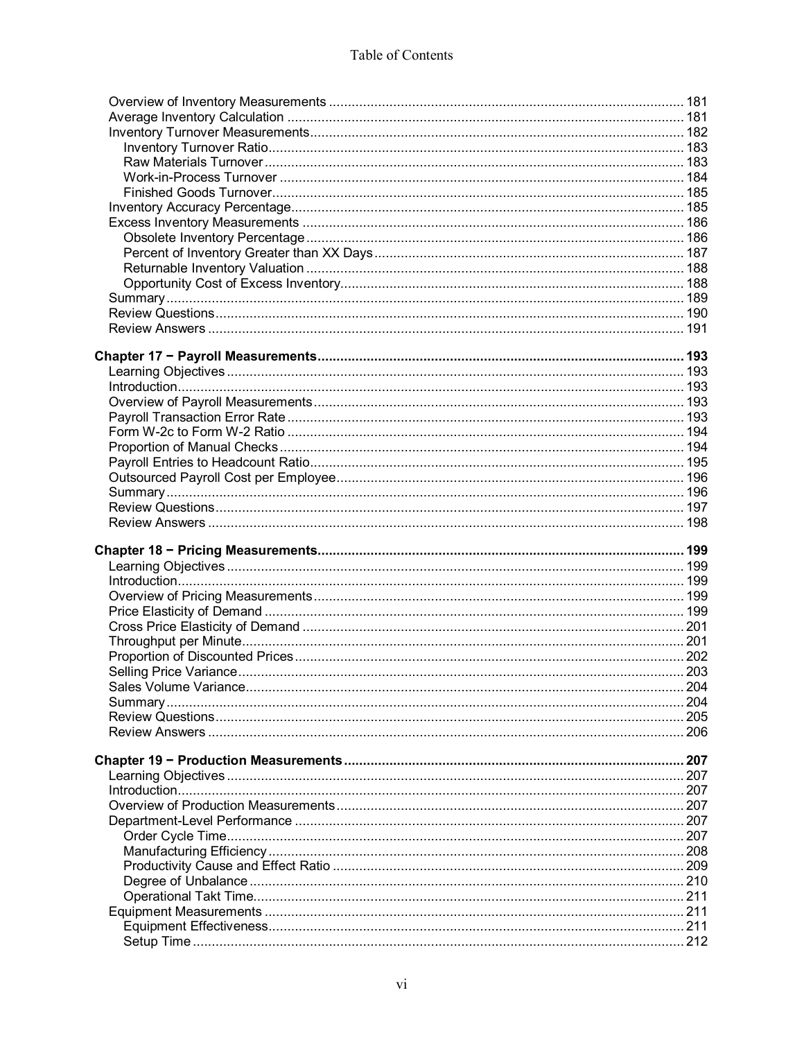Overview of Inventory Measurements ... 181
Average Inventory Calculation ... 181
Inventory Turnover Measurements ... 182
- Inventory Turnover Ratio ... 183
- Raw Materials Turnover ... 183
- Work-in-Process Turnover ... 184
- Finished Goods Turnover ... 185

Inventory Accuracy Percentage ... 185
Excess Inventory Measurements ... 186
- Obsolete Inventory Percentage ... 186
- Percent of Inventory Greater than XX Days ... 187
- Returnable Inventory Valuation ... 188
- Opportunity Cost of Excess Inventory ... 188

Summary ... 189
Review Questions ... 190
Review Answers ... 191

**Chapter 17 − Payroll Measurements ... 193**

Learning Objectives ... 193
Introduction ... 193
Overview of Payroll Measurements ... 193
Payroll Transaction Error Rate ... 193
Form W-2c to Form W-2 Ratio ... 194
Proportion of Manual Checks ... 194
Payroll Entries to Headcount Ratio ... 195
Outsourced Payroll Cost per Employee ... 196
Summary ... 196
Review Questions ... 197
Review Answers ... 198

**Chapter 18 − Pricing Measurements ... 199**

Learning Objectives ... 199
Introduction ... 199
Overview of Pricing Measurements ... 199
Price Elasticity of Demand ... 199
Cross Price Elasticity of Demand ... 201
Throughput per Minute ... 201
Proportion of Discounted Prices ... 202
Selling Price Variance ... 203
Sales Volume Variance ... 204
Summary ... 204
Review Questions ... 205
Review Answers ... 206

**Chapter 19 − Production Measurements ... 207**

Learning Objectives ... 207
Introduction ... 207
Overview of Production Measurements ... 207
Department-Level Performance ... 207
- Order Cycle Time ... 207
- Manufacturing Efficiency ... 208
- Productivity Cause and Effect Ratio ... 209
- Degree of Unbalance ... 210
- Operational Takt Time ... 211

Equipment Measurements ... 211
- Equipment Effectiveness ... 211
- Setup Time ... 212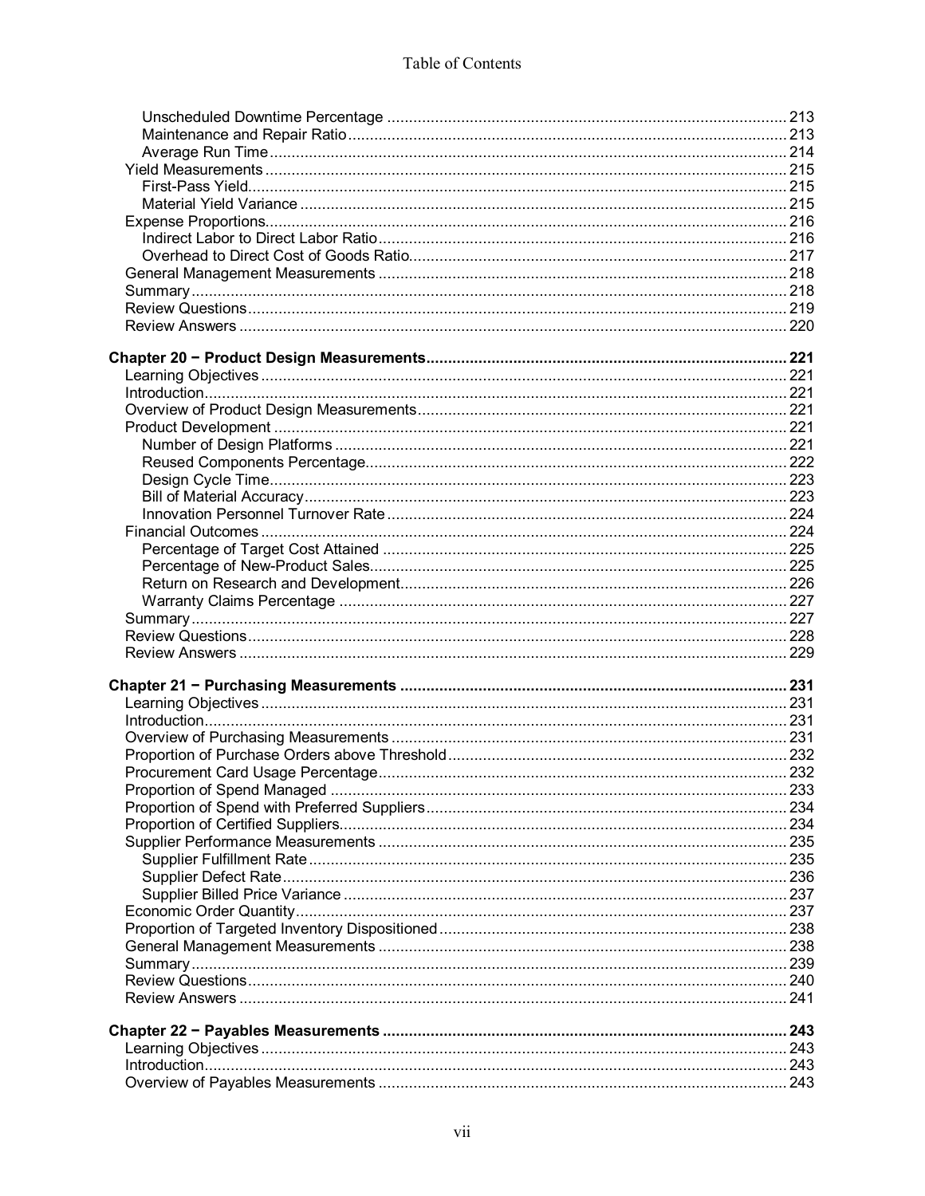Unscheduled Downtime Percentage ... 213
Maintenance and Repair Ratio ... 213
Average Run Time ... 214
Yield Measurements ... 215
First-Pass Yield ... 215
Material Yield Variance ... 215
Expense Proportions ... 216
Indirect Labor to Direct Labor Ratio ... 216
Overhead to Direct Cost of Goods Ratio ... 217
General Management Measurements ... 218
Summary ... 218
Review Questions ... 219
Review Answers ... 220

**Chapter 20 − Product Design Measurements ... 221**
Learning Objectives ... 221
Introduction ... 221
Overview of Product Design Measurements ... 221
Product Development ... 221
Number of Design Platforms ... 221
Reused Components Percentage ... 222
Design Cycle Time ... 223
Bill of Material Accuracy ... 223
Innovation Personnel Turnover Rate ... 224
Financial Outcomes ... 224
Percentage of Target Cost Attained ... 225
Percentage of New-Product Sales ... 225
Return on Research and Development ... 226
Warranty Claims Percentage ... 227
Summary ... 227
Review Questions ... 228
Review Answers ... 229

**Chapter 21 − Purchasing Measurements ... 231**
Learning Objectives ... 231
Introduction ... 231
Overview of Purchasing Measurements ... 231
Proportion of Purchase Orders above Threshold ... 232
Procurement Card Usage Percentage ... 232
Proportion of Spend Managed ... 233
Proportion of Spend with Preferred Suppliers ... 234
Proportion of Certified Suppliers ... 234
Supplier Performance Measurements ... 235
Supplier Fulfillment Rate ... 235
Supplier Defect Rate ... 236
Supplier Billed Price Variance ... 237
Economic Order Quantity ... 237
Proportion of Targeted Inventory Dispositioned ... 238
General Management Measurements ... 238
Summary ... 239
Review Questions ... 240
Review Answers ... 241

**Chapter 22 − Payables Measurements ... 243**
Learning Objectives ... 243
Introduction ... 243
Overview of Payables Measurements ... 243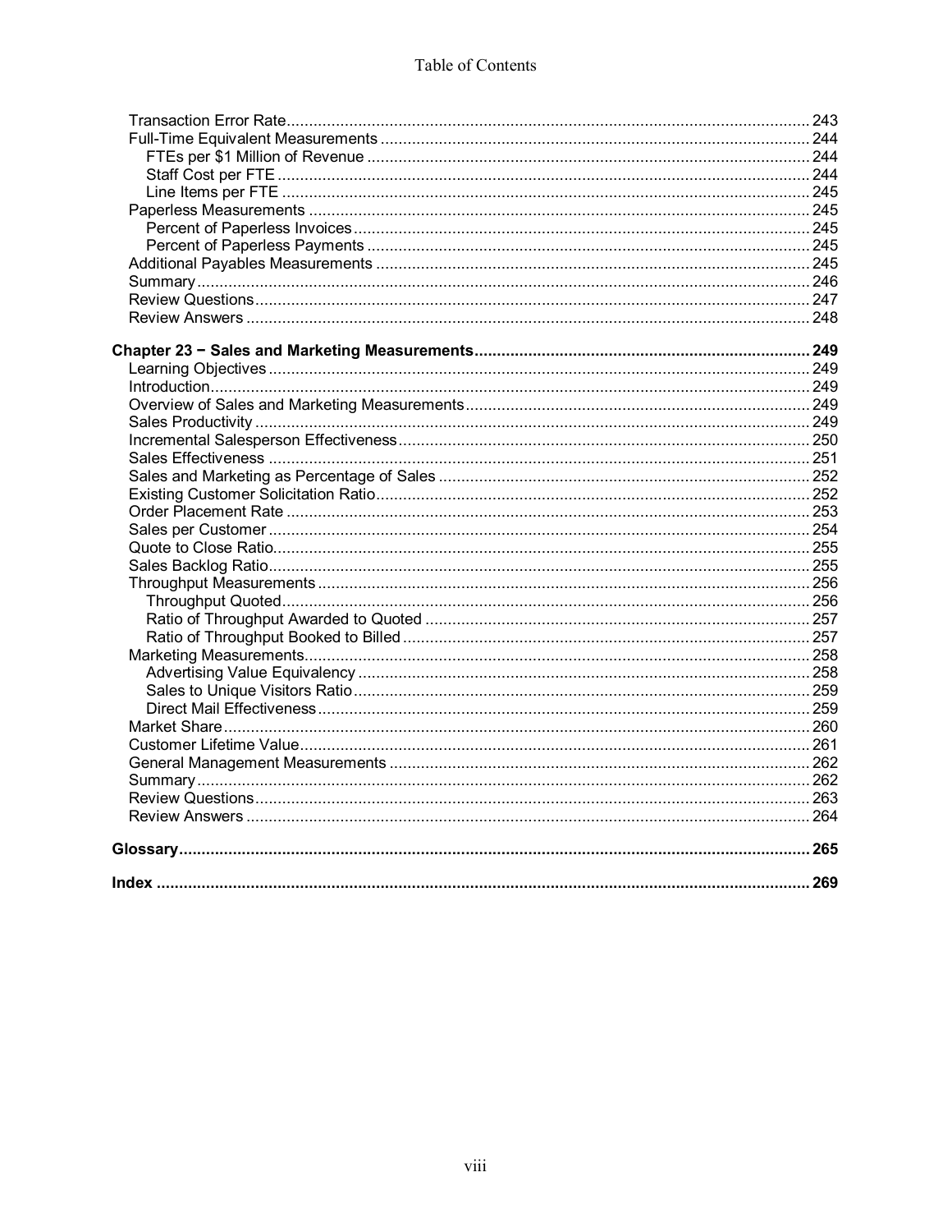Transaction Error Rate ........ 243
Full-Time Equivalent Measurements ........ 244
FTEs per $1 Million of Revenue ........ 244
Staff Cost per FTE ........ 244
Line Items per FTE ........ 245
Paperless Measurements ........ 245
Percent of Paperless Invoices ........ 245
Percent of Paperless Payments ........ 245
Additional Payables Measurements ........ 245
Summary ........ 246
Review Questions ........ 247
Review Answers ........ 248

**Chapter 23 − Sales and Marketing Measurements ........ 249**
Learning Objectives ........ 249
Introduction ........ 249
Overview of Sales and Marketing Measurements ........ 249
Sales Productivity ........ 249
Incremental Salesperson Effectiveness ........ 250
Sales Effectiveness ........ 251
Sales and Marketing as Percentage of Sales ........ 252
Existing Customer Solicitation Ratio ........ 252
Order Placement Rate ........ 253
Sales per Customer ........ 254
Quote to Close Ratio ........ 255
Sales Backlog Ratio ........ 255
Throughput Measurements ........ 256
Throughput Quoted ........ 256
Ratio of Throughput Awarded to Quoted ........ 257
Ratio of Throughput Booked to Billed ........ 257
Marketing Measurements ........ 258
Advertising Value Equivalency ........ 258
Sales to Unique Visitors Ratio ........ 259
Direct Mail Effectiveness ........ 259
Market Share ........ 260
Customer Lifetime Value ........ 261
General Management Measurements ........ 262
Summary ........ 262
Review Questions ........ 263
Review Answers ........ 264

**Glossary ........ 265**

**Index ........ 269**